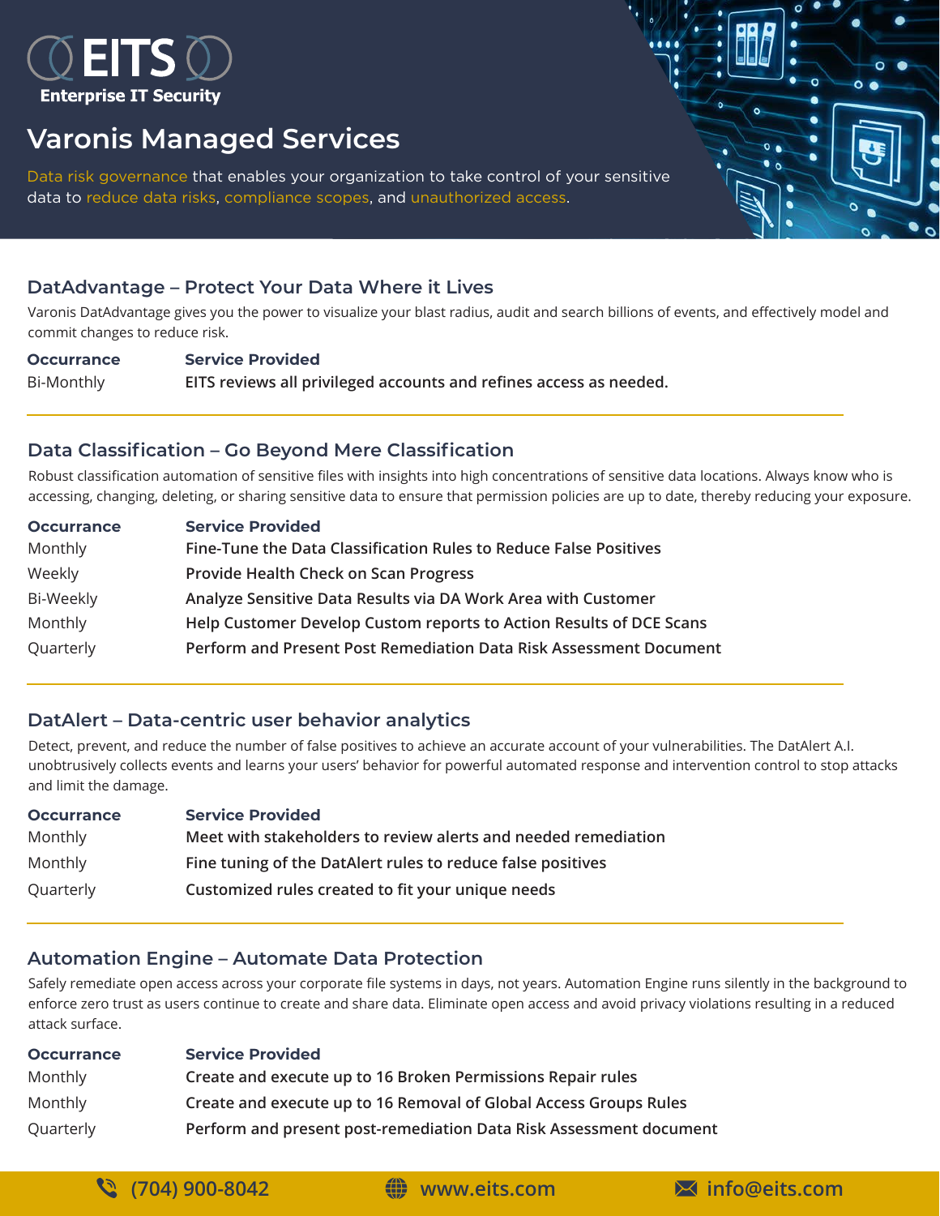# EITS

**Enterprise IT Security**

# Varonis Managed Services

Data risk governance that enables your organization to take control of your sensitive data to reduce data risks, compliance scopes, and unauthorized access.

## DatAdvantage – Protect Your Data Where it Lives

Varonis DatAdvantage gives you the power to visualize your blast radius, audit and search billions of events, and effectively model and commit changes to reduce risk.

| Occurrance | Service Provided |
| --- | --- |
| Bi-Monthly | EITS reviews all privileged accounts and refines access as needed. |

## Data Classification – Go Beyond Mere Classification

Robust classification automation of sensitive files with insights into high concentrations of sensitive data locations. Always know who is accessing, changing, deleting, or sharing sensitive data to ensure that permission policies are up to date, thereby reducing your exposure.

| Occurrance | Service Provided |
| --- | --- |
| Monthly | Fine-Tune the Data Classification Rules to Reduce False Positives |
| Weekly | Provide Health Check on Scan Progress |
| Bi-Weekly | Analyze Sensitive Data Results via DA Work Area with Customer |
| Monthly | Help Customer Develop Custom reports to Action Results of DCE Scans |
| Quarterly | Perform and Present Post Remediation Data Risk Assessment Document |

## DatAlert – Data-centric user behavior analytics

Detect, prevent, and reduce the number of false positives to achieve an accurate account of your vulnerabilities. The DatAlert A.I. unobtrusively collects events and learns your users' behavior for powerful automated response and intervention control to stop attacks and limit the damage.

| Occurrance | Service Provided |
| --- | --- |
| Monthly | Meet with stakeholders to review alerts and needed remediation |
| Monthly | Fine tuning of the DatAlert rules to reduce false positives |
| Quarterly | Customized rules created to fit your unique needs |

## Automation Engine – Automate Data Protection

Safely remediate open access across your corporate file systems in days, not years. Automation Engine runs silently in the background to enforce zero trust as users continue to create and share data. Eliminate open access and avoid privacy violations resulting in a reduced attack surface.

| Occurrance | Service Provided |
| --- | --- |
| Monthly | Create and execute up to 16 Broken Permissions Repair rules |
| Monthly | Create and execute up to 16 Removal of Global Access Groups Rules |
| Quarterly | Perform and present post-remediation Data Risk Assessment document |

(704) 900-8042 | www.eits.com | info@eits.com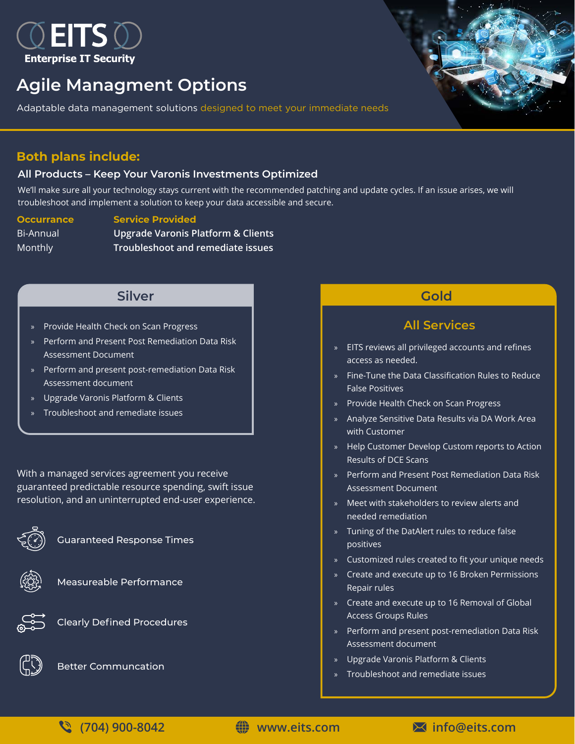# EITS

**Enterprise IT Security**

## Agile Managment Options

Adaptable data management solutions designed to meet your immediate needs

### Both plans include:

#### All Products – Keep Your Varonis Investments Optimized

We'll make sure all your technology stays current with the recommended patching and update cycles. If an issue arises, we will troubleshoot and implement a solution to keep your data accessible and secure.

| Occurrance | Service Provided |
| --- | --- |
| Bi-Annual | Upgrade Varonis Platform & Clients |
| Monthly | Troubleshoot and remediate issues |

### Silver

- Provide Health Check on Scan Progress
- Perform and Present Post Remediation Data Risk Assessment Document
- Perform and present post-remediation Data Risk Assessment document
- Upgrade Varonis Platform & Clients
- Troubleshoot and remediate issues

### Gold

#### All Services

- EITS reviews all privileged accounts and refines access as needed.
- Fine-Tune the Data Classification Rules to Reduce False Positives
- Provide Health Check on Scan Progress
- Analyze Sensitive Data Results via DA Work Area with Customer
- Help Customer Develop Custom reports to Action Results of DCE Scans
- Perform and Present Post Remediation Data Risk Assessment Document
- Meet with stakeholders to review alerts and needed remediation
- Tuning of the DatAlert rules to reduce false positives
- Customized rules created to fit your unique needs
- Create and execute up to 16 Broken Permissions Repair rules
- Create and execute up to 16 Removal of Global Access Groups Rules
- Perform and present post-remediation Data Risk Assessment document
- Upgrade Varonis Platform & Clients
- Troubleshoot and remediate issues

With a managed services agreement you receive guaranteed predictable resource spending, swift issue resolution, and an uninterrupted end-user experience.

- Guaranteed Response Times
- Measureable Performance
- Clearly Defined Procedures
- Better Communcation

(704) 900-8042 | www.eits.com | info@eits.com